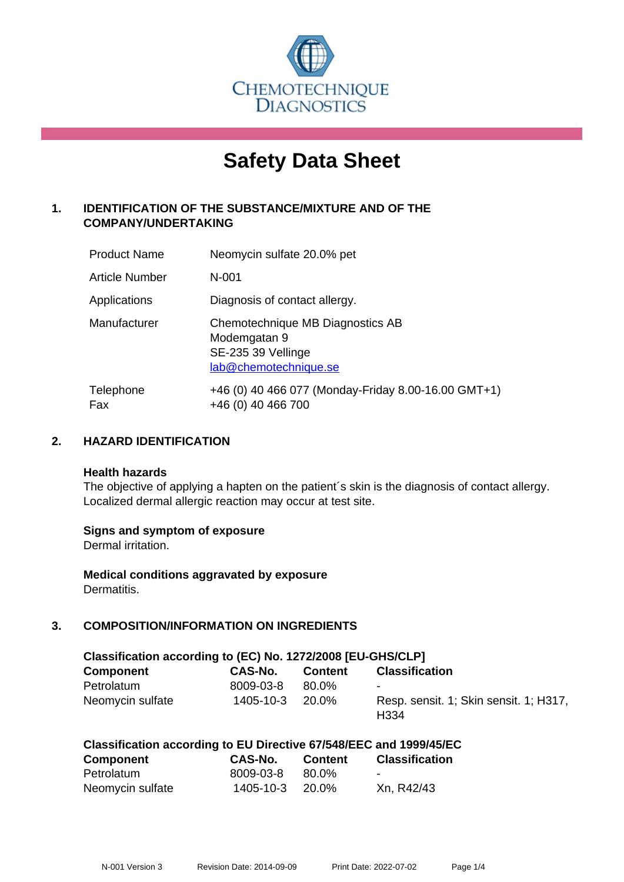CHEMOTECHNIQUE DIAGNOSTICS

# Safety Data Sheet

## 1. IDENTIFICATION OF THE SUBSTANCE/MIXTURE AND OF THE COMPANY/UNDERTAKING

| | |
|---|---|
| Product Name | Neomycin sulfate 20.0% pet |
| Article Number | N-001 |
| Applications | Diagnosis of contact allergy. |
| Manufacturer | Chemotechnique MB Diagnostics AB<br>Modemgatan 9<br>SE-235 39 Vellinge<br>lab@chemotechnique.se |
| Telephone<br>Fax | +46 (0) 40 466 077 (Monday-Friday 8.00-16.00 GMT+1)<br>+46 (0) 40 466 700 |

## 2. HAZARD IDENTIFICATION

**Health hazards**
The objective of applying a hapten on the patient´s skin is the diagnosis of contact allergy. Localized dermal allergic reaction may occur at test site.

**Signs and symptom of exposure**
Dermal irritation.

**Medical conditions aggravated by exposure**
Dermatitis.

## 3. COMPOSITION/INFORMATION ON INGREDIENTS

**Classification according to (EC) No. 1272/2008 [EU-GHS/CLP]**

| Component | CAS-No. | Content | Classification |
|---|---|---|---|
| Petrolatum | 8009-03-8 | 80.0% | - |
| Neomycin sulfate | 1405-10-3 | 20.0% | Resp. sensit. 1; Skin sensit. 1; H317, H334 |

**Classification according to EU Directive 67/548/EEC and 1999/45/EC**

| Component | CAS-No. | Content | Classification |
|---|---|---|---|
| Petrolatum | 8009-03-8 | 80.0% | - |
| Neomycin sulfate | 1405-10-3 | 20.0% | Xn, R42/43 |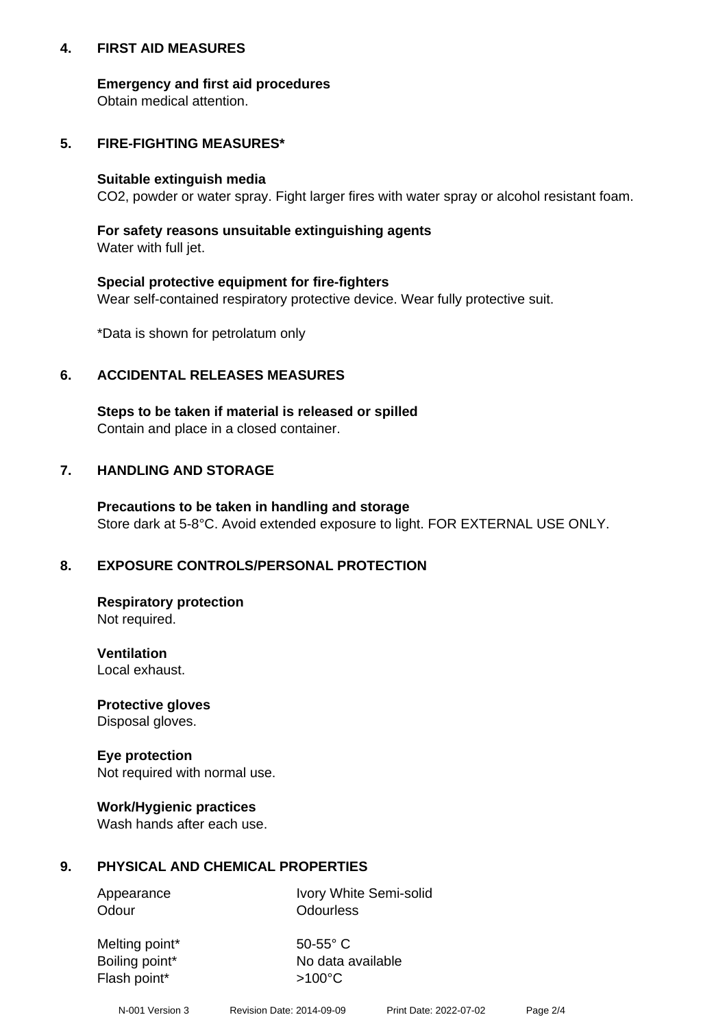## 4. FIRST AID MEASURES

**Emergency and first aid procedures**
Obtain medical attention.

## 5. FIRE-FIGHTING MEASURES*

**Suitable extinguish media**
$CO_2$, powder or water spray. Fight larger fires with water spray or alcohol resistant foam.

**For safety reasons unsuitable extinguishing agents**
Water with full jet.

**Special protective equipment for fire-fighters**
Wear self-contained respiratory protective device. Wear fully protective suit.

*Data is shown for petrolatum only

## 6. ACCIDENTAL RELEASES MEASURES

**Steps to be taken if material is released or spilled**
Contain and place in a closed container.

## 7. HANDLING AND STORAGE

**Precautions to be taken in handling and storage**
Store dark at 5-8°C. Avoid extended exposure to light. FOR EXTERNAL USE ONLY.

## 8. EXPOSURE CONTROLS/PERSONAL PROTECTION

**Respiratory protection**
Not required.

**Ventilation**
Local exhaust.

**Protective gloves**
Disposal gloves.

**Eye protection**
Not required with normal use.

**Work/Hygienic practices**
Wash hands after each use.

## 9. PHYSICAL AND CHEMICAL PROPERTIES

| | |
|---|---|
| Appearance | Ivory White Semi-solid |
| Odour | Odourless |
| Melting point* | 50-55° C |
| Boiling point* | No data available |
| Flash point* | >100°C |

N-001 Version 3    Revision Date: 2014-09-09    Print Date: 2022-07-02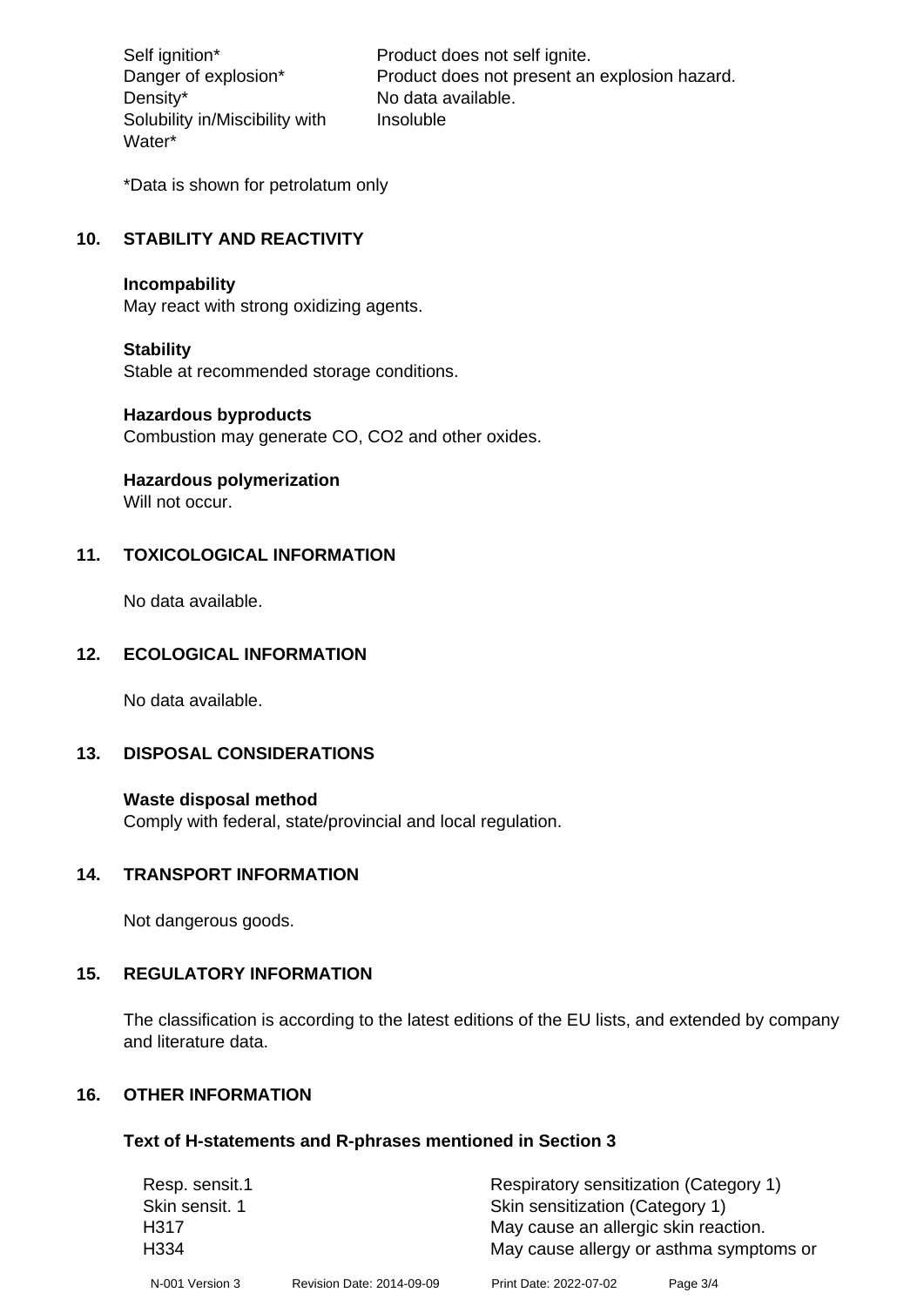| | |
|---|---|
| Self ignition* | Product does not self ignite. |
| Danger of explosion* | Product does not present an explosion hazard. |
| Density* | No data available. |
| Solubility in/Miscibility with Water* | Insoluble |

*Data is shown for petrolatum only

## 10. STABILITY AND REACTIVITY

**Incompability**
May react with strong oxidizing agents.

**Stability**
Stable at recommended storage conditions.

**Hazardous byproducts**
Combustion may generate CO, $CO_2$ and other oxides.

**Hazardous polymerization**
Will not occur.

## 11. TOXICOLOGICAL INFORMATION

No data available.

## 12. ECOLOGICAL INFORMATION

No data available.

## 13. DISPOSAL CONSIDERATIONS

**Waste disposal method**
Comply with federal, state/provincial and local regulation.

## 14. TRANSPORT INFORMATION

Not dangerous goods.

## 15. REGULATORY INFORMATION

The classification is according to the latest editions of the EU lists, and extended by company and literature data.

## 16. OTHER INFORMATION

### Text of H-statements and R-phrases mentioned in Section 3

| | |
|---|---|
| Resp. sensit.1 | Respiratory sensitization (Category 1) |
| Skin sensit. 1 | Skin sensitization (Category 1) |
| H317 | May cause an allergic skin reaction. |
| H334 | May cause allergy or asthma symptoms or |

N-001 Version 3 Revision Date: 2014-09-09 Print Date: 2022-07-02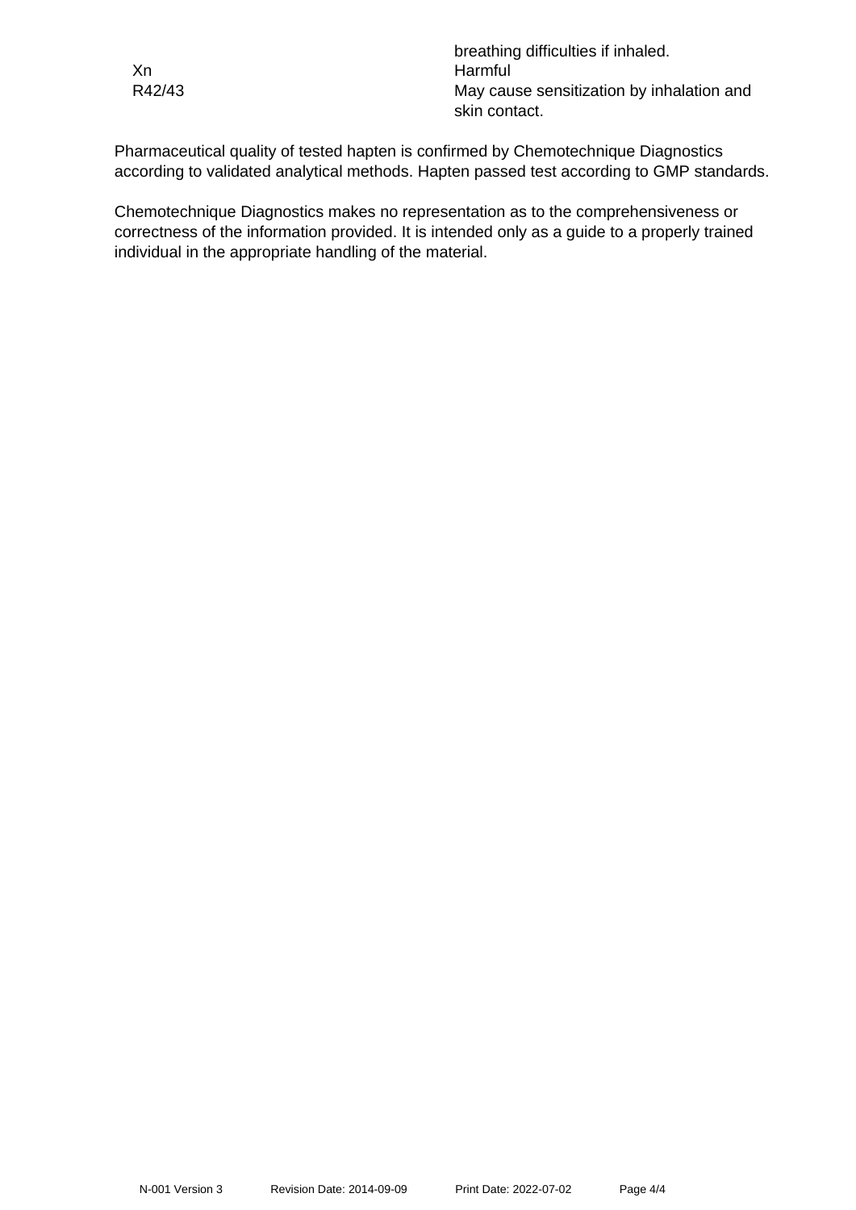| | |
|---|---|
| | breathing difficulties if inhaled. |
| Xn | Harmful |
| R42/43 | May cause sensitization by inhalation and skin contact. |

Pharmaceutical quality of tested hapten is confirmed by Chemotechnique Diagnostics according to validated analytical methods. Hapten passed test according to GMP standards.

Chemotechnique Diagnostics makes no representation as to the comprehensiveness or correctness of the information provided. It is intended only as a guide to a properly trained individual in the appropriate handling of the material.